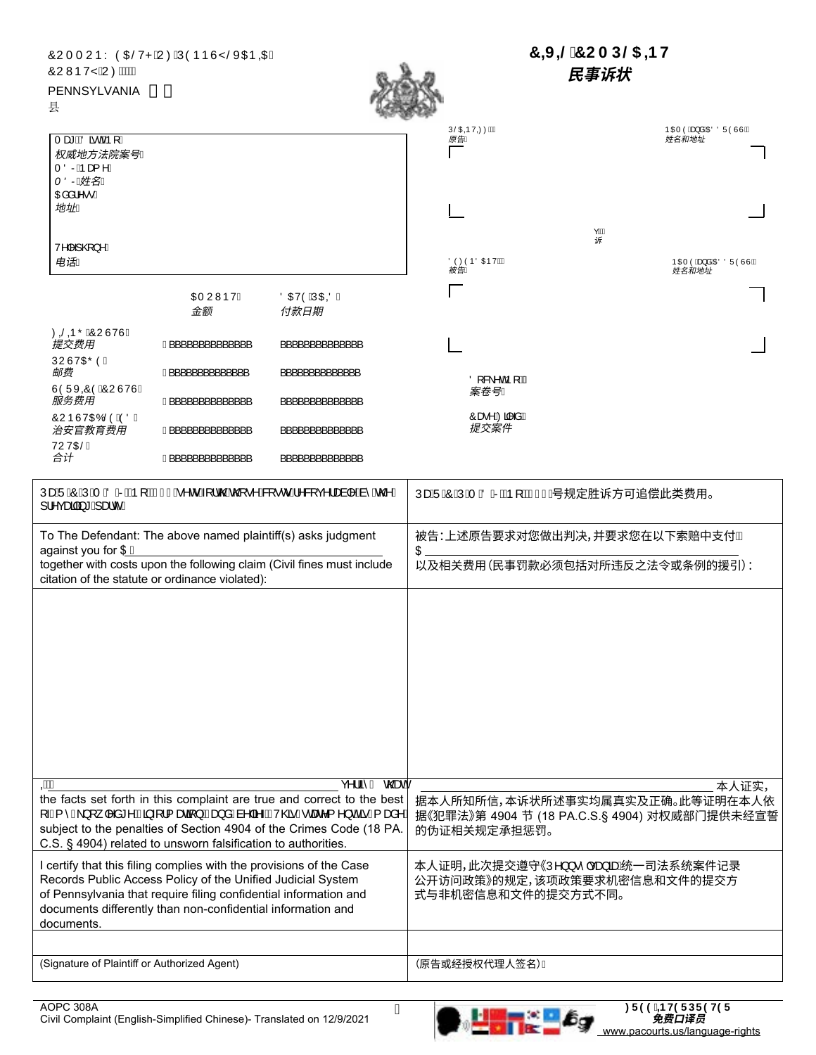COMMONWEALTH OF PENNSYLVANIA
COUNTY OF
PENNSYLVANIA
县

# CIVIL COMPLAINT
## *民事诉状*

| | |
|---|---|
| Mag. Dist. No.: *权威地方法院案号:* | PLAINTIFF: *原告:* NAME and ADDRESS *姓名和地址* |
| MDJ Name: *MDJ 姓名:* | v. *诉* |
| Address: *地址:* | DEFENDANT: *被告:* NAME and ADDRESS *姓名和地址* |
| Telephone: *电话:* | Docket No.: *案卷号:* |
| | Case Filed: *提交案件* |

| | AMOUNT *金额* | DATE PAID *付款日期* |
|---|---|---|
| FILING COSTS *提交费用* | $______________ | ______________ |
| POSTAGE *邮费* | $______________ | ______________ |
| SERVICE COSTS *服务费用* | $______________ | ______________ |
| CONSTABLE ED. *治安官教育费用* | $______________ | ______________ |
| TOTAL *合计* | $______________ | ______________ |

| | |
|---|---|
| Pa.R.C.P.M.D.J. No. 206 sets forth those costs recoverable by the prevailing party. | Pa.R.C.P.M.D.J. No. 206号规定胜诉方可追偿此类费用。 |
| To The Defendant: The above named plaintiff(s) asks judgment against you for $ ______ together with costs upon the following claim (Civil fines must include citation of the statute or ordinance violated): | 被告:上述原告要求对您做出判决,并要求您在以下索赔中支付 $ ______ 以及相关费用(民事罚款必须包括对所违反之法令或条例的援引): |
| | |
| I, ______ verify that the facts set forth in this complaint are true and correct to the best of my knowledge, information, and belief. This statement is made subject to the penalties of Section 4904 of the Crimes Code (18 PA. C.S. § 4904) related to unsworn falsification to authorities. | ______ 本人证实,据本人所知所信,本诉状所述事实均属真实及正确。此等证明在本人依据《犯罪法》第 4904 节 (18 PA.C.S.§ 4904) 对权威部门提供未经宣誓的伪证相关规定承担惩罚。 |
| I certify that this filing complies with the provisions of the Case Records Public Access Policy of the Unified Judicial System of Pennsylvania that require filing confidential information and documents differently than non-confidential information and documents. | 本人证明,此次提交遵守《Pennsylvania 统一司法系统案件记录公开访问政策》的规定,该项政策要求机密信息和文件的提交方式与非机密信息和文件的提交方式不同。 |
| | |
| (Signature of Plaintiff or Authorized Agent) | (原告或经授权代理人签名) |

AOPC 308A
Civil Complaint (English-Simplified Chinese)- Translated on 12/9/2021

FREE INTERPRETER
*免费口译员*
www.pacourts.us/language-rights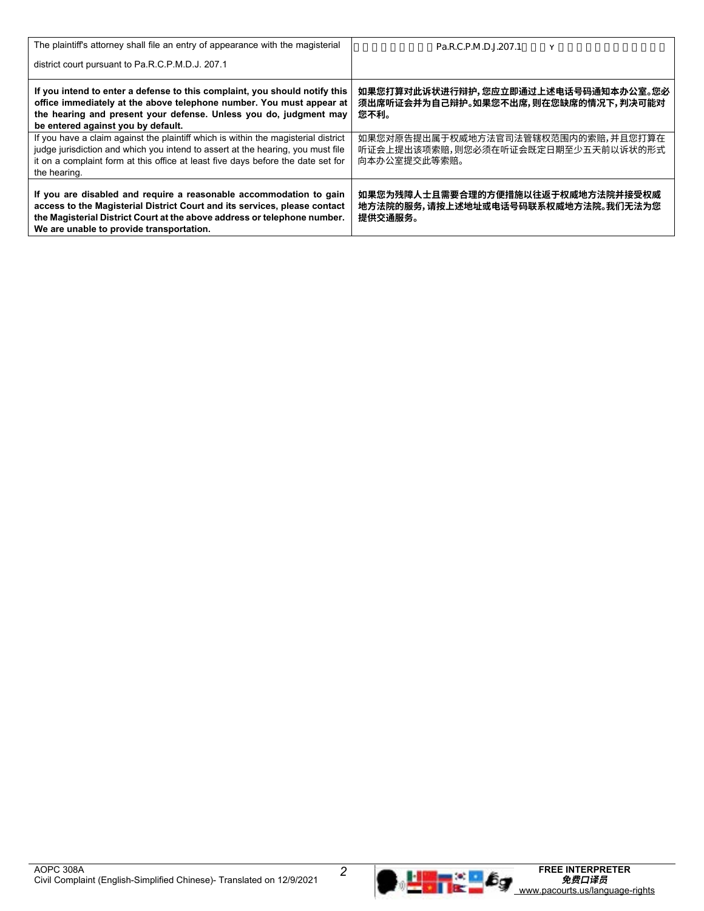| | |
|---|---|
| The plaintiff's attorney shall file an entry of appearance with the magisterial district court pursuant to Pa.R.C.P.M.D.J. 207.1 | Pa.R.C.P.M.D.J.207.1 Y |
| **If you intend to enter a defense to this complaint, you should notify this office immediately at the above telephone number. You must appear at the hearing and present your defense. Unless you do, judgment may be entered against you by default.** | **如果您打算对此诉状进行辩护，您应立即通过上述电话号码通知本办公室。您必须出席听证会并为自己辩护。如果您不出席，则在您缺席的情况下，判决可能对您不利。** |
| If you have a claim against the plaintiff which is within the magisterial district judge jurisdiction and which you intend to assert at the hearing, you must file it on a complaint form at this office at least five days before the date set for the hearing. | 如果您对原告提出属于权威地方法官司法管辖权范围内的索赔，并且您打算在听证会上提出该项索赔，则您必须在听证会既定日期至少五天前以诉状的形式向本办公室提交此等索赔。 |
| **If you are disabled and require a reasonable accommodation to gain access to the Magisterial District Court and its services, please contact the Magisterial District Court at the above address or telephone number. We are unable to provide transportation.** | **如果您为残障人士且需要合理的方便措施以往返于权威地方法院并接受权威地方法院的服务，请按上述地址或电话号码联系权威地方法院。我们无法为您提供交通服务。** |

AOPC 308A
Civil Complaint (English-Simplified Chinese)- Translated on 12/9/2021

**FREE INTERPRETER**
***免费口译员***
www.pacourts.us/language-rights